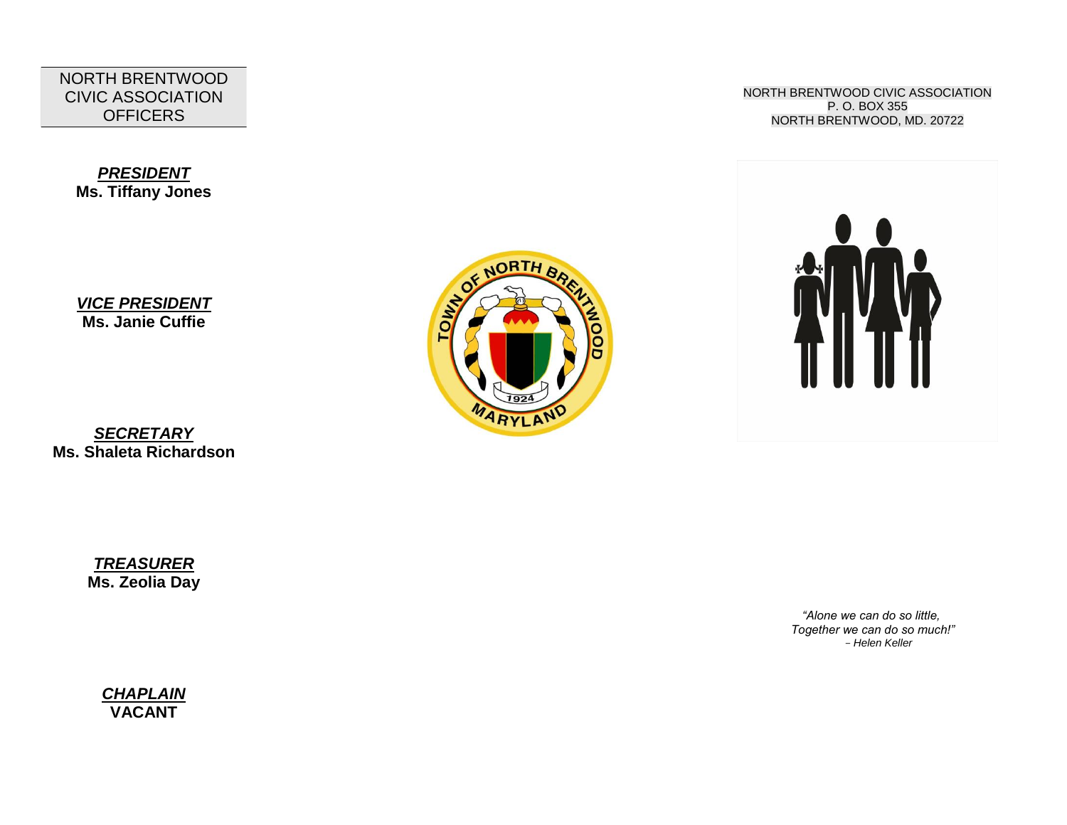NORTH BRENTWOOD CIVIC ASSOCIATION OFFICERS

***PRESIDENT***
**Ms. Tiffany Jones**

***VICE PRESIDENT***
**Ms. Janie Cuffie**

***SECRETARY***
**Ms. Shaleta Richardson**

***TREASURER***
**Ms. Zeolia Day**

***CHAPLAIN***
**VACANT**

NORTH BRENTWOOD CIVIC ASSOCIATION
P. O. BOX 355
NORTH BRENTWOOD, MD. 20722

*"Alone we can do so little,
Together we can do so much!"*
*– Helen Keller*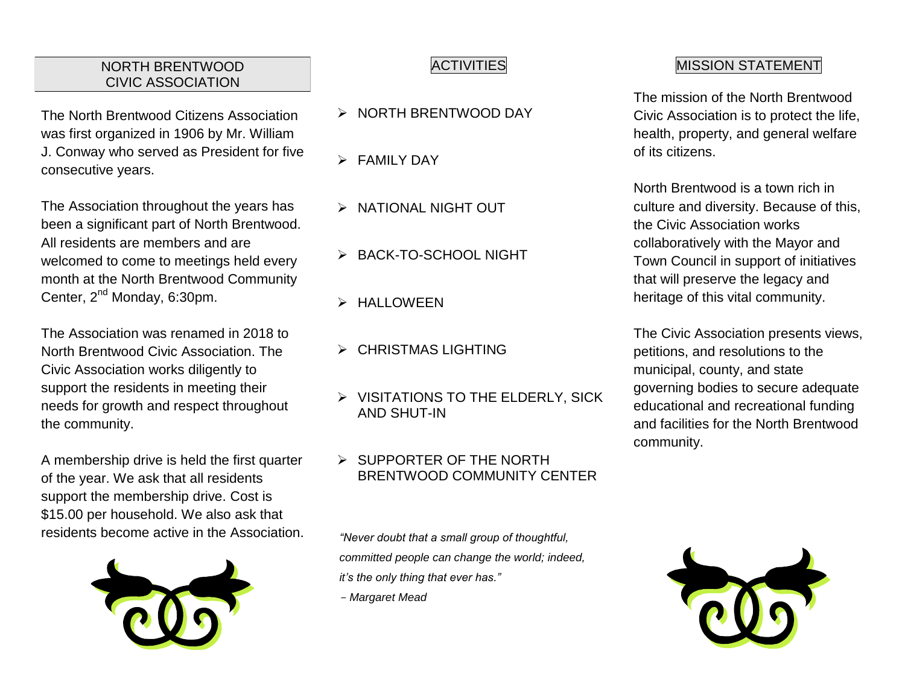## NORTH BRENTWOOD CIVIC ASSOCIATION

The North Brentwood Citizens Association was first organized in 1906 by Mr. William J. Conway who served as President for five consecutive years.

The Association throughout the years has been a significant part of North Brentwood. All residents are members and are welcomed to come to meetings held every month at the North Brentwood Community Center, 2nd Monday, 6:30pm.

The Association was renamed in 2018 to North Brentwood Civic Association. The Civic Association works diligently to support the residents in meeting their needs for growth and respect throughout the community.

A membership drive is held the first quarter of the year. We ask that all residents support the membership drive. Cost is $15.00 per household. We also ask that residents become active in the Association.

## ACTIVITIES

- NORTH BRENTWOOD DAY
- FAMILY DAY
- NATIONAL NIGHT OUT
- BACK-TO-SCHOOL NIGHT
- HALLOWEEN
- CHRISTMAS LIGHTING
- VISITATIONS TO THE ELDERLY, SICK AND SHUT-IN
- SUPPORTER OF THE NORTH BRENTWOOD COMMUNITY CENTER

*"Never doubt that a small group of thoughtful, committed people can change the world; indeed, it's the only thing that ever has."*

*– Margaret Mead*

## MISSION STATEMENT

The mission of the North Brentwood Civic Association is to protect the life, health, property, and general welfare of its citizens.

North Brentwood is a town rich in culture and diversity. Because of this, the Civic Association works collaboratively with the Mayor and Town Council in support of initiatives that will preserve the legacy and heritage of this vital community.

The Civic Association presents views, petitions, and resolutions to the municipal, county, and state governing bodies to secure adequate educational and recreational funding and facilities for the North Brentwood community.